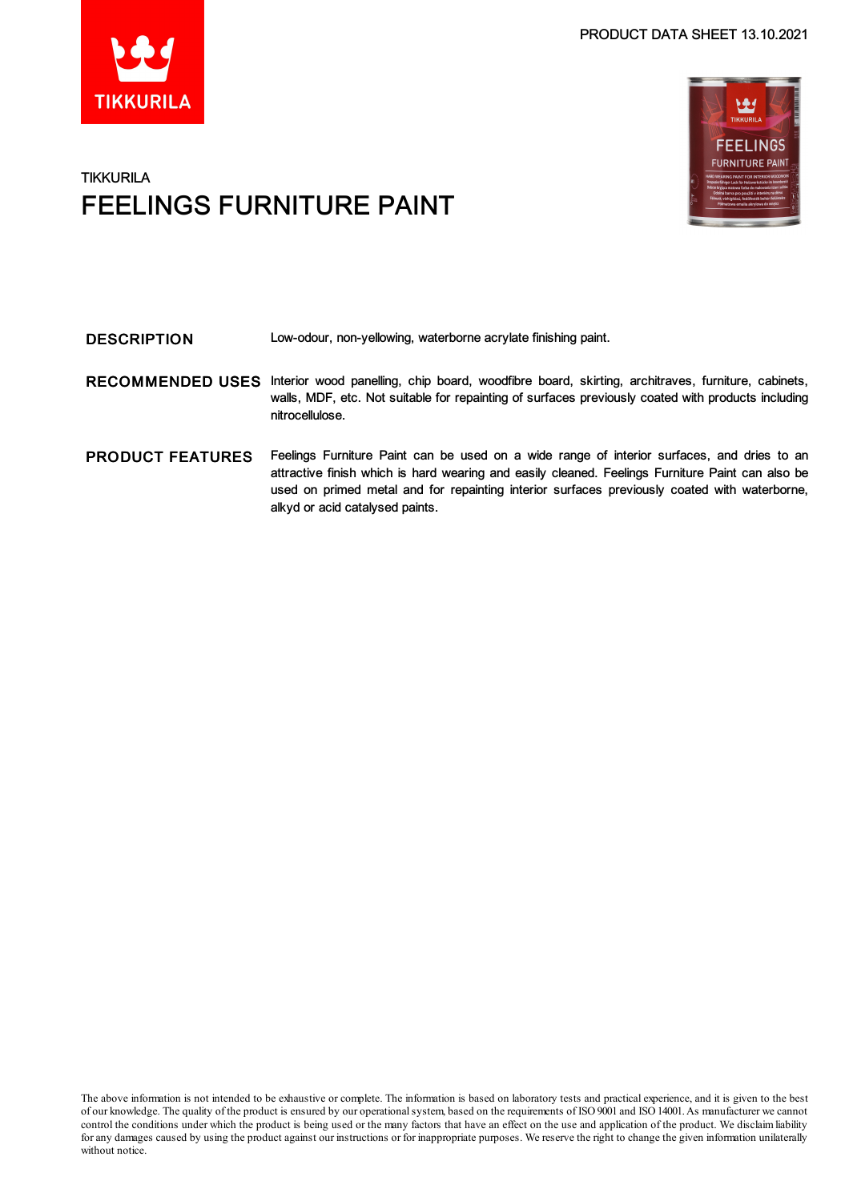PRODUCT DATA SHEET 13.10.2021

TIKKURILA

# FEELINGS FURNITURE PAINT

**DESCRIPTION**

Low-odour, non-yellowing, waterborne acrylate finishing paint.

**RECOMMENDED USES**

Interior wood panelling, chip board, woodfibre board, skirting, architraves, furniture, cabinets, walls, MDF, etc. Not suitable for repainting of surfaces previously coated with products including nitrocellulose.

**PRODUCT FEATURES**

Feelings Furniture Paint can be used on a wide range of interior surfaces, and dries to an attractive finish which is hard wearing and easily cleaned. Feelings Furniture Paint can also be used on primed metal and for repainting interior surfaces previously coated with waterborne, alkyd or acid catalysed paints.

The above information is not intended to be exhaustive or complete. The information is based on laboratory tests and practical experience, and it is given to the best of our knowledge. The quality of the product is ensured by our operational system, based on the requirements of ISO 9001 and ISO 14001. As manufacturer we cannot control the conditions under which the product is being used or the many factors that have an effect on the use and application of the product. We disclaim liability for any damages caused by using the product against our instructions or for inappropriate purposes. We reserve the right to change the given information unilaterally without notice.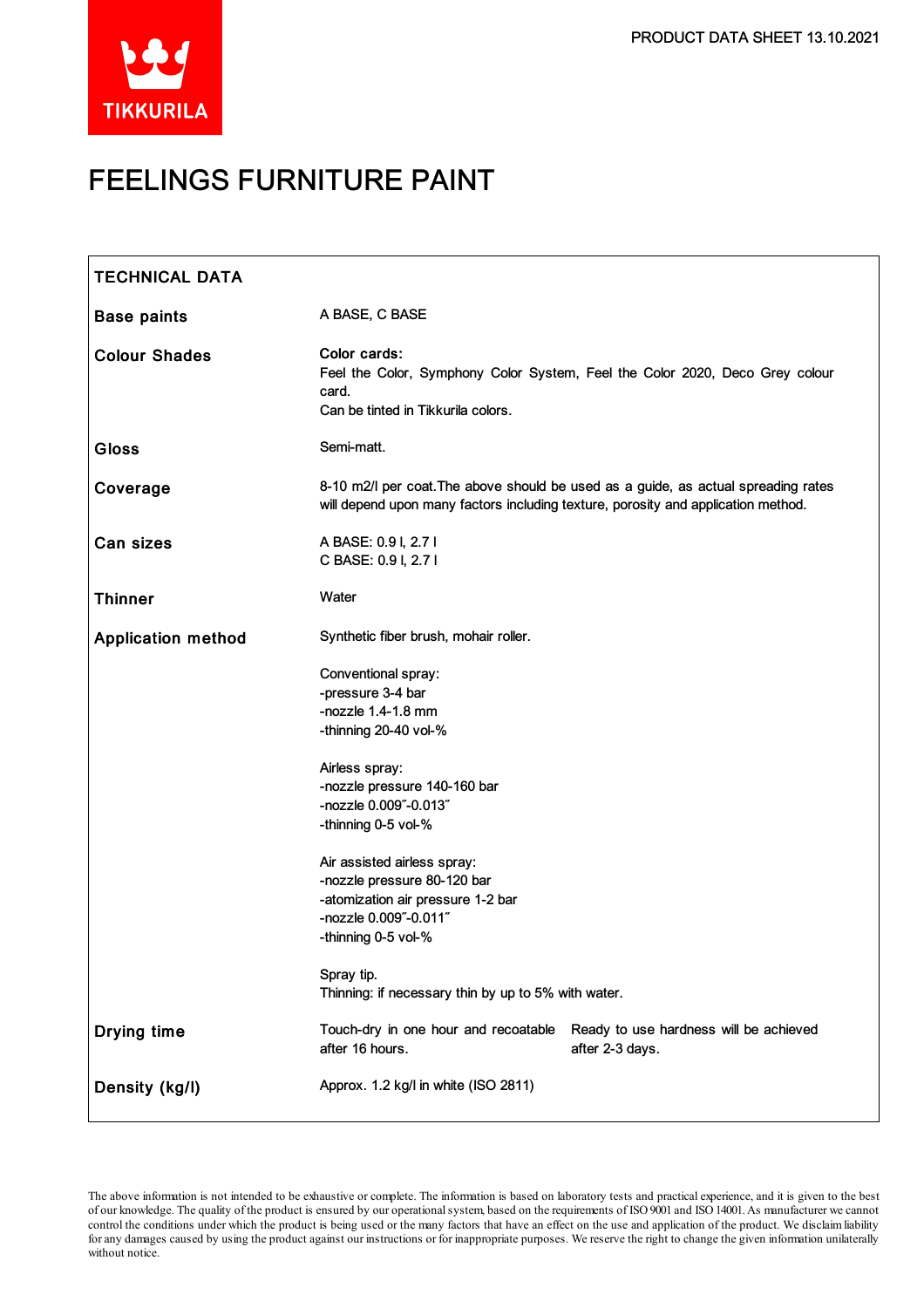PRODUCT DATA SHEET 13.10.2021

# FEELINGS FURNITURE PAINT

## TECHNICAL DATA

| | |
|---|---|
| **Base paints** | A BASE, C BASE |
| **Colour Shades** | **Color cards:**<br>Feel the Color, Symphony Color System, Feel the Color 2020, Deco Grey colour card.<br>Can be tinted in Tikkurila colors. |
| **Gloss** | Semi-matt. |
| **Coverage** | 8-10 m2/l per coat.The above should be used as a guide, as actual spreading rates will depend upon many factors including texture, porosity and application method. |
| **Can sizes** | A BASE: 0.9 l, 2.7 l<br>C BASE: 0.9 l, 2.7 l |
| **Thinner** | Water |
| **Application method** | Synthetic fiber brush, mohair roller.<br><br>Conventional spray:<br>-pressure 3-4 bar<br>-nozzle 1.4-1.8 mm<br>-thinning 20-40 vol-%<br><br>Airless spray:<br>-nozzle pressure 140-160 bar<br>-nozzle 0.009˝-0.013˝<br>-thinning 0-5 vol-%<br><br>Air assisted airless spray:<br>-nozzle pressure 80-120 bar<br>-atomization air pressure 1-2 bar<br>-nozzle 0.009˝-0.011˝<br>-thinning 0-5 vol-%<br><br>Spray tip.<br>Thinning: if necessary thin by up to 5% with water. |
| **Drying time** | Touch-dry in one hour and recoatable after 16 hours. Ready to use hardness will be achieved after 2-3 days. |
| **Density (kg/l)** | Approx. 1.2 kg/l in white (ISO 2811) |

The above information is not intended to be exhaustive or complete. The information is based on laboratory tests and practical experience, and it is given to the best of our knowledge. The quality of the product is ensured by our operational system, based on the requirements of ISO 9001 and ISO 14001. As manufacturer we cannot control the conditions under which the product is being used or the many factors that have an effect on the use and application of the product. We disclaim liability for any damages caused by using the product against our instructions or for inappropriate purposes. We reserve the right to change the given information unilaterally without notice.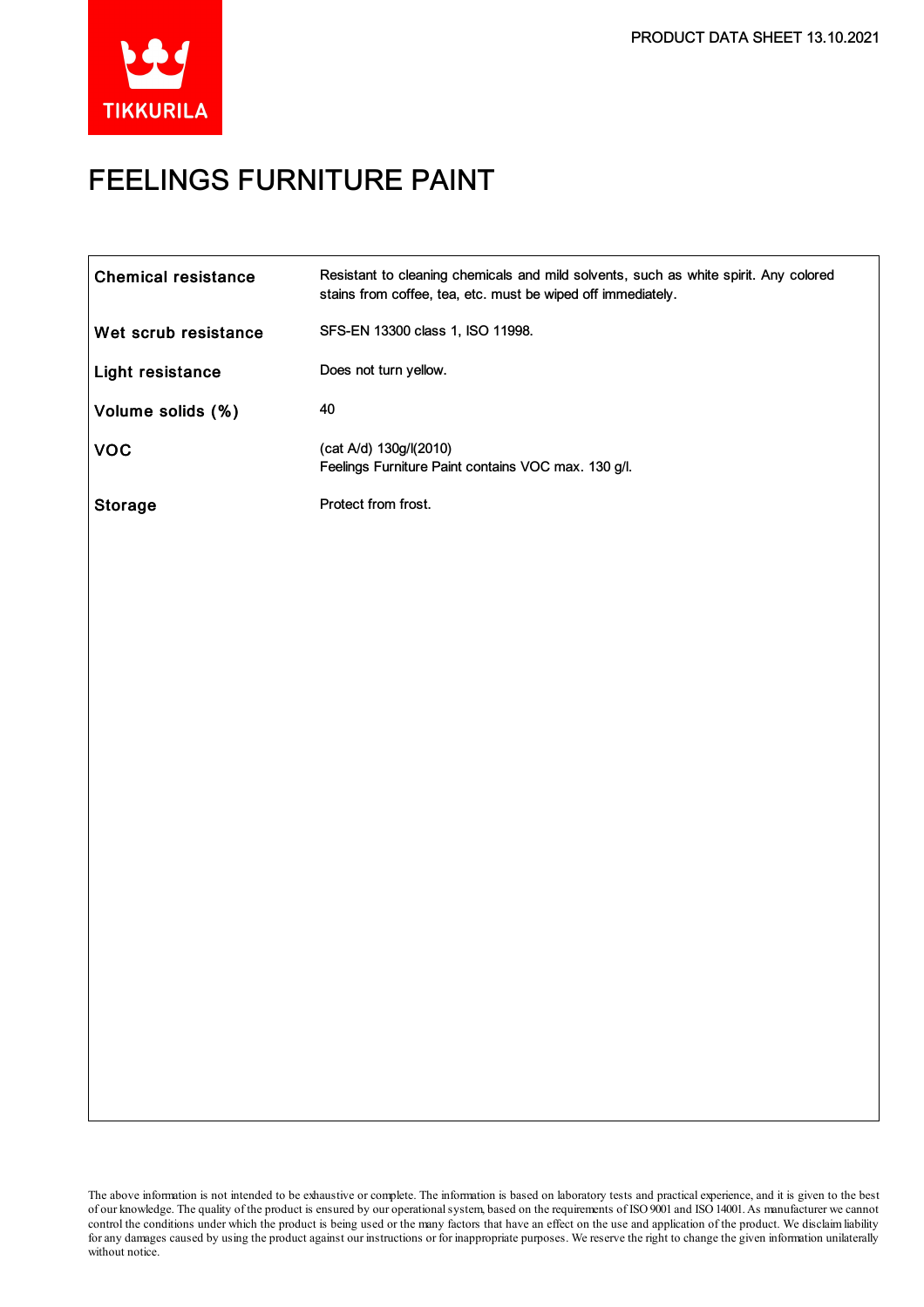# FEELINGS FURNITURE PAINT

| | |
|---|---|
| **Chemical resistance** | Resistant to cleaning chemicals and mild solvents, such as white spirit. Any colored stains from coffee, tea, etc. must be wiped off immediately. |
| **Wet scrub resistance** | SFS-EN 13300 class 1, ISO 11998. |
| **Light resistance** | Does not turn yellow. |
| **Volume solids (%)** | 40 |
| **VOC** | (cat A/d) 130g/l(2010)<br>Feelings Furniture Paint contains VOC max. 130 g/l. |
| **Storage** | Protect from frost. |

The above information is not intended to be exhaustive or complete. The information is based on laboratory tests and practical experience, and it is given to the best of our knowledge. The quality of the product is ensured by our operational system, based on the requirements of ISO 9001 and ISO 14001. As manufacturer we cannot control the conditions under which the product is being used or the many factors that have an effect on the use and application of the product. We disclaim liability for any damages caused by using the product against our instructions or for inappropriate purposes. We reserve the right to change the given information unilaterally without notice.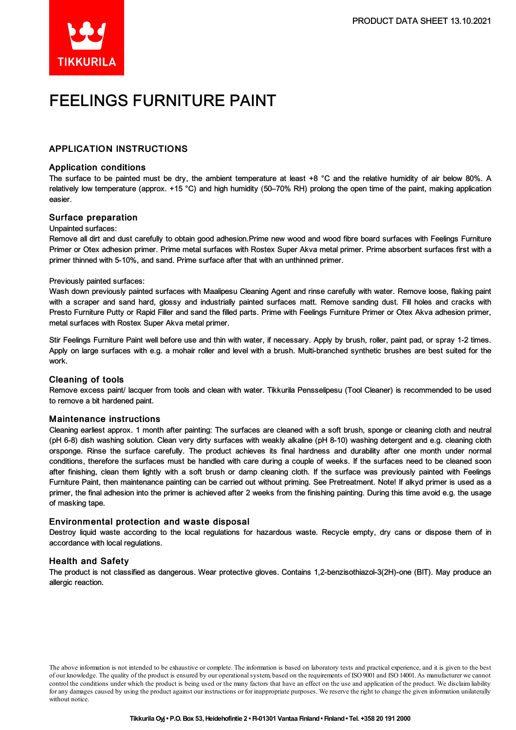# FEELINGS FURNITURE PAINT

## APPLICATION INSTRUCTIONS

### Application conditions

The surface to be painted must be dry, the ambient temperature at least +8 °C and the relative humidity of air below 80%. A relatively low temperature (approx. +15 °C) and high humidity (50–70% RH) prolong the open time of the paint, making application easier.

### Surface preparation

Unpainted surfaces:
Remove all dirt and dust carefully to obtain good adhesion.Prime new wood and wood fibre board surfaces with Feelings Furniture Primer or Otex adhesion primer. Prime metal surfaces with Rostex Super Akva metal primer. Prime absorbent surfaces first with a primer thinned with 5-10%, and sand. Prime surface after that with an unthinned primer.

Previously painted surfaces:
Wash down previously painted surfaces with Maalipesu Cleaning Agent and rinse carefully with water. Remove loose, flaking paint with a scraper and sand hard, glossy and industrially painted surfaces matt. Remove sanding dust. Fill holes and cracks with Presto Furniture Putty or Rapid Filler and sand the filled parts. Prime with Feelings Furniture Primer or Otex Akva adhesion primer, metal surfaces with Rostex Super Akva metal primer.

Stir Feelings Furniture Paint well before use and thin with water, if necessary. Apply by brush, roller, paint pad, or spray 1-2 times. Apply on large surfaces with e.g. a mohair roller and level with a brush. Multi-branched synthetic brushes are best suited for the work.

### Cleaning of tools

Remove excess paint/ lacquer from tools and clean with water. Tikkurila Pensselipesu (Tool Cleaner) is recommended to be used to remove a bit hardened paint.

### Maintenance instructions

Cleaning earliest approx. 1 month after painting: The surfaces are cleaned with a soft brush, sponge or cleaning cloth and neutral (pH 6-8) dish washing solution. Clean very dirty surfaces with weakly alkaline (pH 8-10) washing detergent and e.g. cleaning cloth orsponge. Rinse the surface carefully. The product achieves its final hardness and durability after one month under normal conditions, therefore the surfaces must be handled with care during a couple of weeks. If the surfaces need to be cleaned soon after finishing, clean them lightly with a soft brush or damp cleaning cloth. If the surface was previously painted with Feelings Furniture Paint, then maintenance painting can be carried out without priming. See Pretreatment. Note! If alkyd primer is used as a primer, the final adhesion into the primer is achieved after 2 weeks from the finishing painting. During this time avoid e.g. the usage of masking tape.

### Environmental protection and waste disposal

Destroy liquid waste according to the local regulations for hazardous waste. Recycle empty, dry cans or dispose them of in accordance with local regulations.

### Health and Safety

The product is not classified as dangerous. Wear protective gloves. Contains 1,2-benzisothiazol-3(2H)-one (BIT). May produce an allergic reaction.

The above information is not intended to be exhaustive or complete. The information is based on laboratory tests and practical experience, and it is given to the best of our knowledge. The quality of the product is ensured by our operational system, based on the requirements of ISO 9001 and ISO 14001. As manufacturer we cannot control the conditions under which the product is being used or the many factors that have an effect on the use and application of the product. We disclaim liability for any damages caused by using the product against our instructions or for inappropriate purposes. We reserve the right to change the given information unilaterally without notice.

Tikkurila Oyj • P.O. Box 53, Heidehofintie 2 • FI-01301 Vantaa Finland • Finland • Tel. +358 20 191 2000